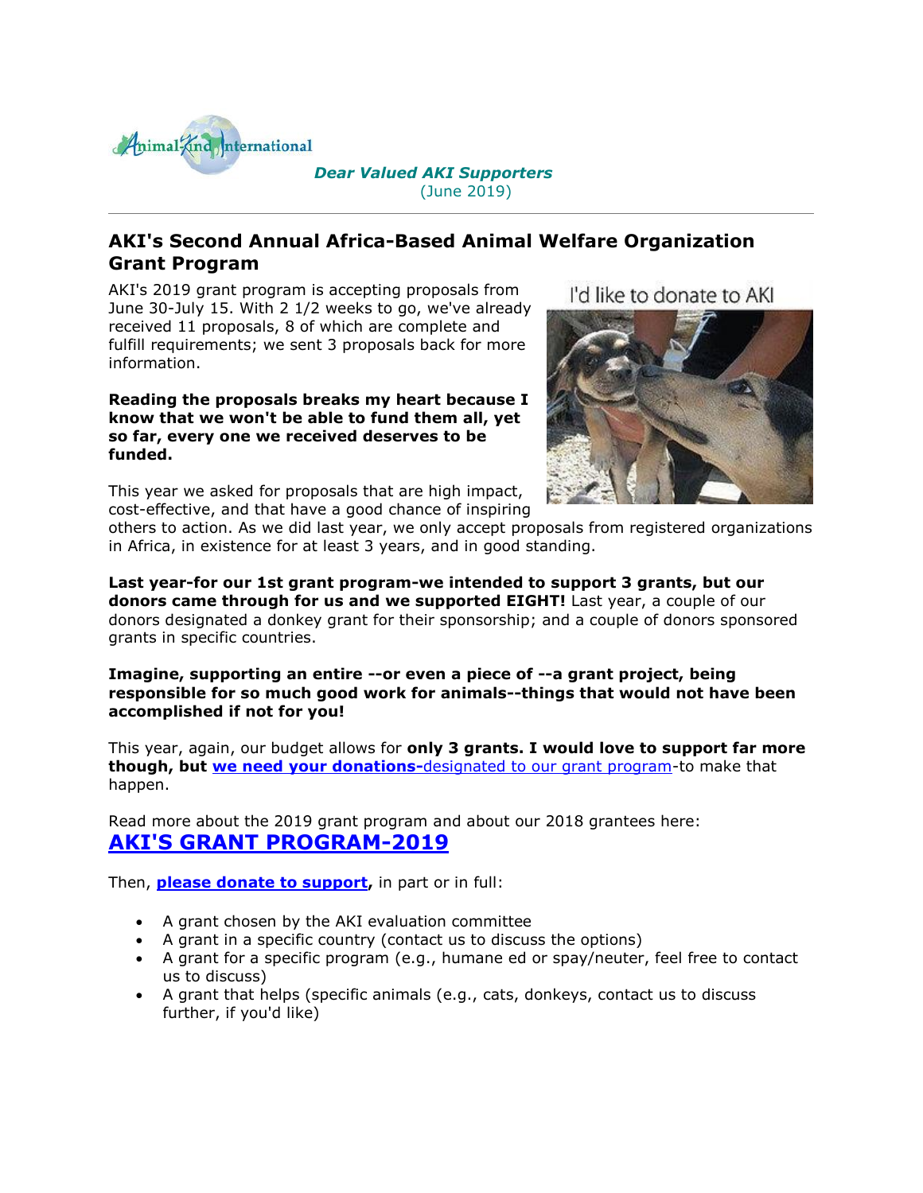*Dear Valued AKI Supporters*
(June 2019)

---

## AKI's Second Annual Africa-Based Animal Welfare Organization Grant Program

AKI's 2019 grant program is accepting proposals from June 30-July 15. With 2 1/2 weeks to go, we've already received 11 proposals, 8 of which are complete and fulfill requirements; we sent 3 proposals back for more information.

**Reading the proposals breaks my heart because I know that we won't be able to fund them all, yet so far, every one we received deserves to be funded.**

This year we asked for proposals that are high impact, cost-effective, and that have a good chance of inspiring others to action. As we did last year, we only accept proposals from registered organizations in Africa, in existence for at least 3 years, and in good standing.

**Last year-for our 1st grant program-we intended to support 3 grants, but our donors came through for us and we supported EIGHT!** Last year, a couple of our donors designated a donkey grant for their sponsorship; and a couple of donors sponsored grants in specific countries.

**Imagine, supporting an entire --or even a piece of --a grant project, being responsible for so much good work for animals--things that would not have been accomplished if not for you!**

This year, again, our budget allows for **only 3 grants. I would love to support far more though, but we need your donations-**designated to our grant program-to make that happen.

Read more about the 2019 grant program and about our 2018 grantees here:
**AKI'S GRANT PROGRAM-2019**

Then, **please donate to support,** in part or in full:

- A grant chosen by the AKI evaluation committee
- A grant in a specific country (contact us to discuss the options)
- A grant for a specific program (e.g., humane ed or spay/neuter, feel free to contact us to discuss)
- A grant that helps (specific animals (e.g., cats, donkeys, contact us to discuss further, if you'd like)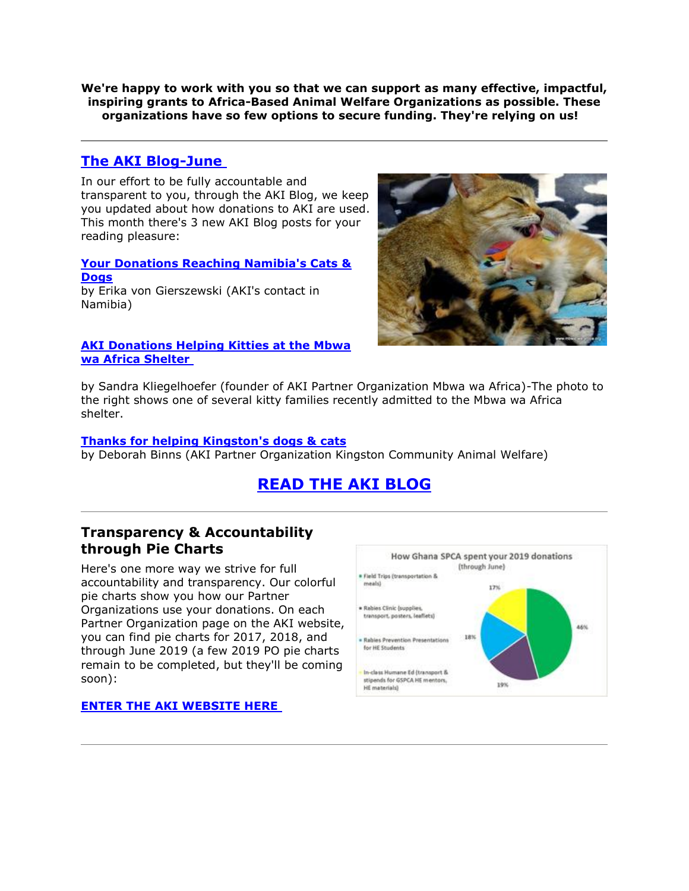**We're happy to work with you so that we can support as many effective, impactful, inspiring grants to Africa-Based Animal Welfare Organizations as possible. These organizations have so few options to secure funding. They're relying on us!**

---

## The AKI Blog-June

In our effort to be fully accountable and transparent to you, through the AKI Blog, we keep you updated about how donations to AKI are used. This month there's 3 new AKI Blog posts for your reading pleasure:

**Your Donations Reaching Namibia's Cats & Dogs**
by Erika von Gierszewski (AKI's contact in Namibia)

**AKI Donations Helping Kitties at the Mbwa wa Africa Shelter**

by Sandra Kliegelhoefer (founder of AKI Partner Organization Mbwa wa Africa)-The photo to the right shows one of several kitty families recently admitted to the Mbwa wa Africa shelter.

**Thanks for helping Kingston's dogs & cats**
by Deborah Binns (AKI Partner Organization Kingston Community Animal Welfare)

**READ THE AKI BLOG**

---

## Transparency & Accountability through Pie Charts

Here's one more way we strive for full accountability and transparency. Our colorful pie charts show you how our Partner Organizations use your donations. On each Partner Organization page on the AKI website, you can find pie charts for 2017, 2018, and through June 2019 (a few 2019 PO pie charts remain to be completed, but they'll be coming soon):

**ENTER THE AKI WEBSITE HERE**

How Ghana SPCA spent your 2019 donations (through June)

- Field Trips (transportation & meals)
- Rabies Clinic (supplies, transport, posters, leaflets)
- Rabies Prevention Presentations for HE Students
- In-class Humane Ed (transport & stipends for GSPCA HE mentors, HE materials)

17%, 46%, 18%, 19%

---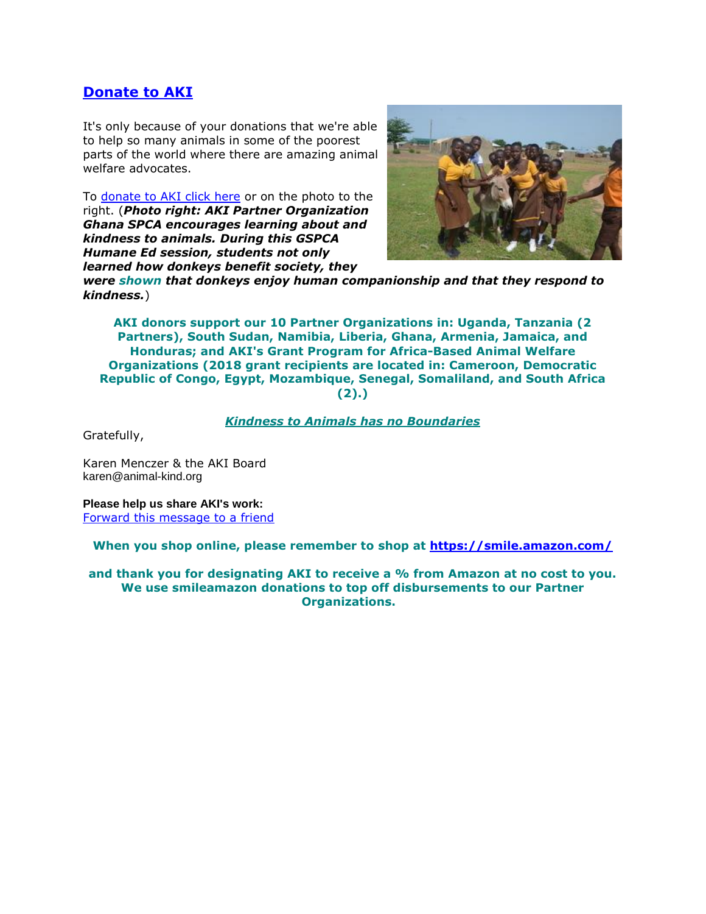## Donate to AKI

It's only because of your donations that we're able to help so many animals in some of the poorest parts of the world where there are amazing animal welfare advocates.

To donate to AKI click here or on the photo to the right. (***Photo right: AKI Partner Organization Ghana SPCA encourages learning about and kindness to animals. During this GSPCA Humane Ed session, students not only learned how donkeys benefit society, they were shown that donkeys enjoy human companionship and that they respond to kindness.***)

**AKI donors support our 10 Partner Organizations in: Uganda, Tanzania (2 Partners), South Sudan, Namibia, Liberia, Ghana, Armenia, Jamaica, and Honduras; and AKI's Grant Program for Africa-Based Animal Welfare Organizations (2018 grant recipients are located in: Cameroon, Democratic Republic of Congo, Egypt, Mozambique, Senegal, Somaliland, and South Africa (2).)**

***Kindness to Animals has no Boundaries***

Gratefully,

Karen Menczer & the AKI Board
karen@animal-kind.org

**Please help us share AKI's work:**
Forward this message to a friend

**When you shop online, please remember to shop at https://smile.amazon.com/**

**and thank you for designating AKI to receive a % from Amazon at no cost to you. We use smileamazon donations to top off disbursements to our Partner Organizations.**